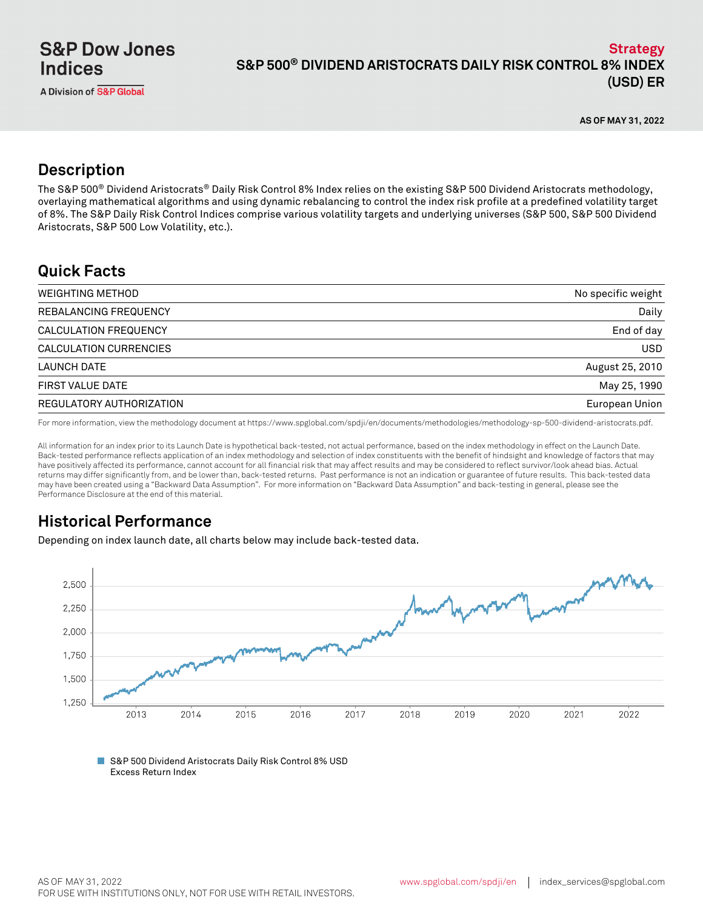S&P Dow Jones Indices

A Division of S&P Global

Strategy

# S&P 500® DIVIDEND ARISTOCRATS DAILY RISK CONTROL 8% INDEX (USD) ER

AS OF MAY 31, 2022

## Description

The S&P 500® Dividend Aristocrats® Daily Risk Control 8% Index relies on the existing S&P 500 Dividend Aristocrats methodology, overlaying mathematical algorithms and using dynamic rebalancing to control the index risk profile at a predefined volatility target of 8%. The S&P Daily Risk Control Indices comprise various volatility targets and underlying universes (S&P 500, S&P 500 Dividend Aristocrats, S&P 500 Low Volatility, etc.).

## Quick Facts

| | |
|---|---|
| WEIGHTING METHOD | No specific weight |
| REBALANCING FREQUENCY | Daily |
| CALCULATION FREQUENCY | End of day |
| CALCULATION CURRENCIES | USD |
| LAUNCH DATE | August 25, 2010 |
| FIRST VALUE DATE | May 25, 1990 |
| REGULATORY AUTHORIZATION | European Union |

For more information, view the methodology document at https://www.spglobal.com/spdji/en/documents/methodologies/methodology-sp-500-dividend-aristocrats.pdf.

All information for an index prior to its Launch Date is hypothetical back-tested, not actual performance, based on the index methodology in effect on the Launch Date. Back-tested performance reflects application of an index methodology and selection of index constituents with the benefit of hindsight and knowledge of factors that may have positively affected its performance, cannot account for all financial risk that may affect results and may be considered to reflect survivor/look ahead bias. Actual returns may differ significantly from, and be lower than, back-tested returns. Past performance is not an indication or guarantee of future results. This back-tested data may have been created using a "Backward Data Assumption". For more information on "Backward Data Assumption" and back-testing in general, please see the Performance Disclosure at the end of this material.

## Historical Performance

Depending on index launch date, all charts below may include back-tested data.

S&P 500 Dividend Aristocrats Daily Risk Control 8% USD Excess Return Index

AS OF MAY 31, 2022

FOR USE WITH INSTITUTIONS ONLY, NOT FOR USE WITH RETAIL INVESTORS.

www.spglobal.com/spdji/en | index_services@spglobal.com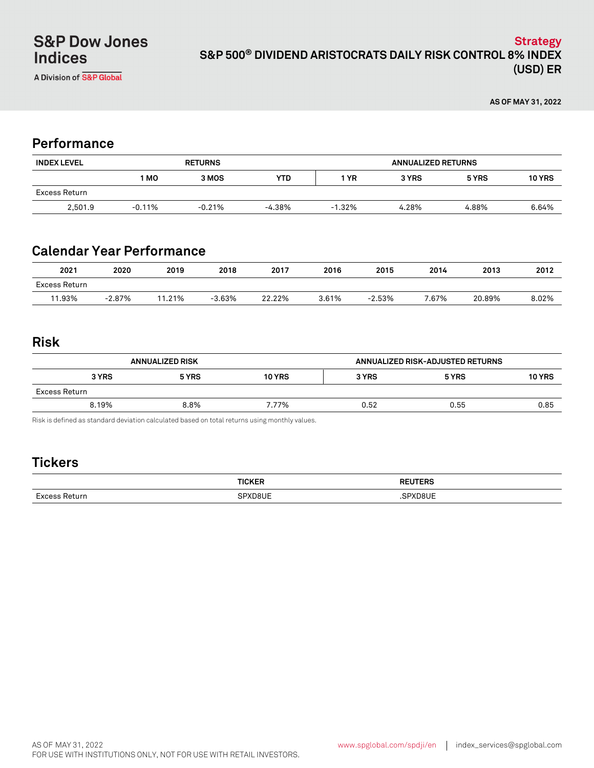Strategy

# S&P 500® DIVIDEND ARISTOCRATS DAILY RISK CONTROL 8% INDEX (USD) ER

AS OF MAY 31, 2022

## Performance

| INDEX LEVEL | RETURNS | | | ANNUALIZED RETURNS | | | |
|---|---|---|---|---|---|---|---|
| | 1 MO | 3 MOS | YTD | 1 YR | 3 YRS | 5 YRS | 10 YRS |
| Excess Return | | | | | | | |
| 2,501.9 | -0.11% | -0.21% | -4.38% | -1.32% | 4.28% | 4.88% | 6.64% |

## Calendar Year Performance

| 2021 | 2020 | 2019 | 2018 | 2017 | 2016 | 2015 | 2014 | 2013 | 2012 |
|---|---|---|---|---|---|---|---|---|---|
| Excess Return | | | | | | | | | |
| 11.93% | -2.87% | 11.21% | -3.63% | 22.22% | 3.61% | -2.53% | 7.67% | 20.89% | 8.02% |

## Risk

| ANNUALIZED RISK | | | ANNUALIZED RISK-ADJUSTED RETURNS | | |
|---|---|---|---|---|---|
| 3 YRS | 5 YRS | 10 YRS | 3 YRS | 5 YRS | 10 YRS |
| Excess Return | | | | | |
| 8.19% | 8.8% | 7.77% | 0.52 | 0.55 | 0.85 |

Risk is defined as standard deviation calculated based on total returns using monthly values.

## Tickers

| | TICKER | REUTERS |
|---|---|---|
| Excess Return | SPXD8UE | .SPXD8UE |

AS OF MAY 31, 2022
FOR USE WITH INSTITUTIONS ONLY, NOT FOR USE WITH RETAIL INVESTORS.

www.spglobal.com/spdji/en | index_services@spglobal.com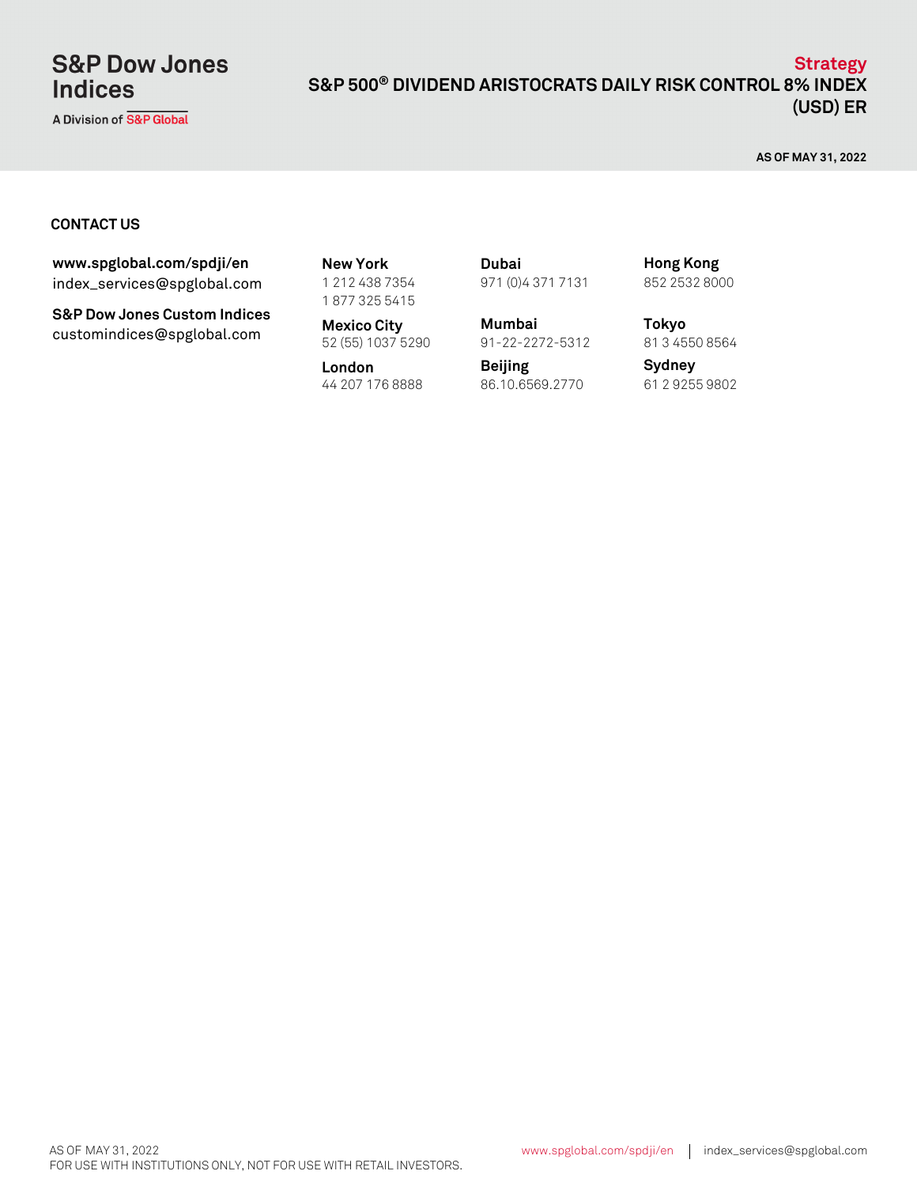## CONTACT US

**www.spglobal.com/spdji/en**
index_services@spglobal.com

**S&P Dow Jones Custom Indices**
customindices@spglobal.com

**New York**
1 212 438 7354
1 877 325 5415

**Mexico City**
52 (55) 1037 5290

**London**
44 207 176 8888

**Dubai**
971 (0)4 371 7131

**Mumbai**
91-22-2272-5312

**Beijing**
86.10.6569.2770

**Hong Kong**
852 2532 8000

**Tokyo**
81 3 4550 8564

**Sydney**
61 2 9255 9802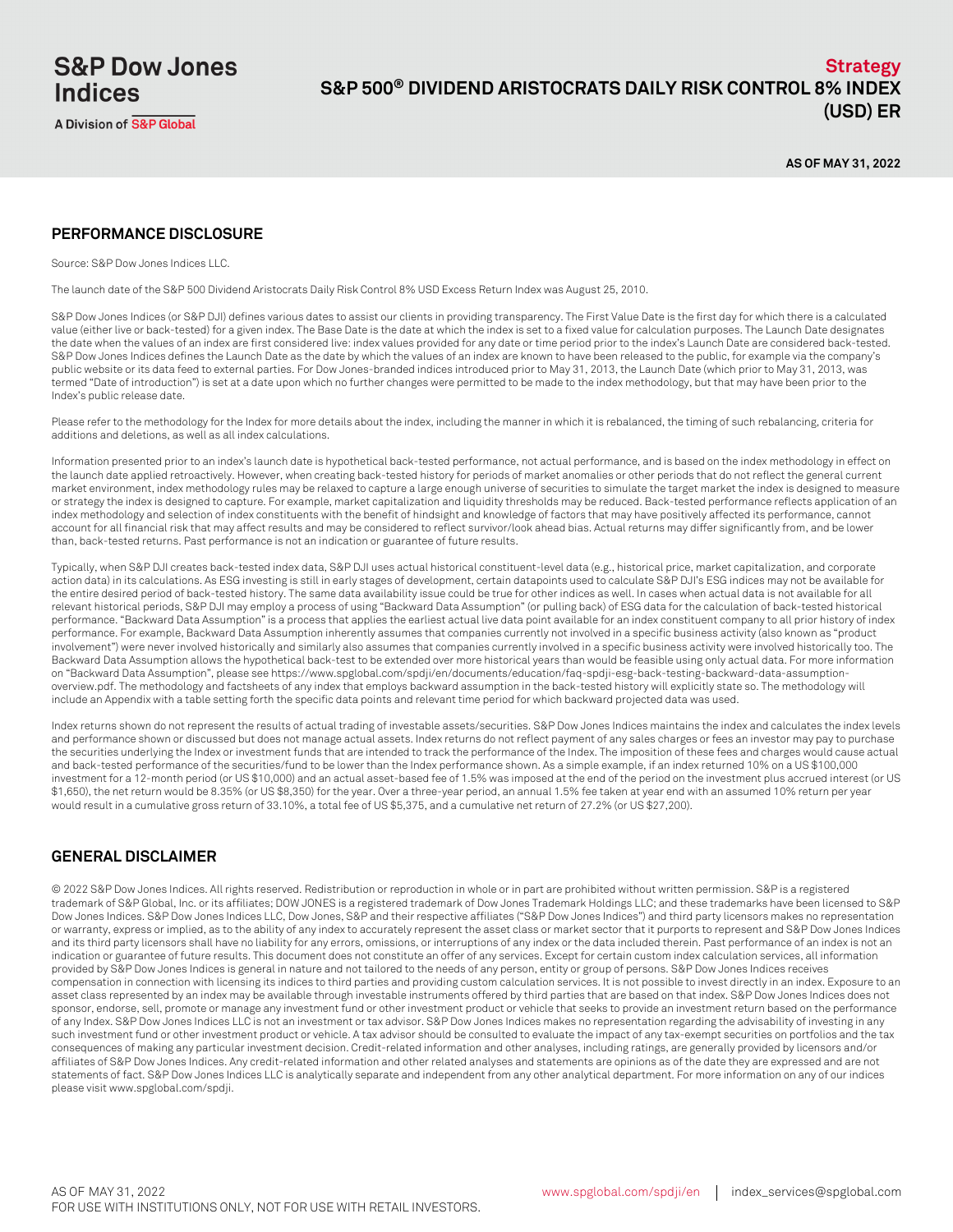# PERFORMANCE DISCLOSURE

Source: S&P Dow Jones Indices LLC.

The launch date of the S&P 500 Dividend Aristocrats Daily Risk Control 8% USD Excess Return Index was August 25, 2010.

S&P Dow Jones Indices (or S&P DJI) defines various dates to assist our clients in providing transparency. The First Value Date is the first day for which there is a calculated value (either live or back-tested) for a given index. The Base Date is the date at which the index is set to a fixed value for calculation purposes. The Launch Date designates the date when the values of an index are first considered live: index values provided for any date or time period prior to the index's Launch Date are considered back-tested. S&P Dow Jones Indices defines the Launch Date as the date by which the values of an index are known to have been released to the public, for example via the company's public website or its data feed to external parties. For Dow Jones-branded indices introduced prior to May 31, 2013, the Launch Date (which prior to May 31, 2013, was termed "Date of introduction") is set at a date upon which no further changes were permitted to be made to the index methodology, but that may have been prior to the Index's public release date.

Please refer to the methodology for the Index for more details about the index, including the manner in which it is rebalanced, the timing of such rebalancing, criteria for additions and deletions, as well as all index calculations.

Information presented prior to an index's launch date is hypothetical back-tested performance, not actual performance, and is based on the index methodology in effect on the launch date applied retroactively. However, when creating back-tested history for periods of market anomalies or other periods that do not reflect the general current market environment, index methodology rules may be relaxed to capture a large enough universe of securities to simulate the target market the index is designed to measure or strategy the index is designed to capture. For example, market capitalization and liquidity thresholds may be reduced. Back-tested performance reflects application of an index methodology and selection of index constituents with the benefit of hindsight and knowledge of factors that may have positively affected its performance, cannot account for all financial risk that may affect results and may be considered to reflect survivor/look ahead bias. Actual returns may differ significantly from, and be lower than, back-tested returns. Past performance is not an indication or guarantee of future results.

Typically, when S&P DJI creates back-tested index data, S&P DJI uses actual historical constituent-level data (e.g., historical price, market capitalization, and corporate action data) in its calculations. As ESG investing is still in early stages of development, certain datapoints used to calculate S&P DJI's ESG indices may not be available for the entire desired period of back-tested history. The same data availability issue could be true for other indices as well. In cases when actual data is not available for all relevant historical periods, S&P DJI may employ a process of using "Backward Data Assumption" (or pulling back) of ESG data for the calculation of back-tested historical performance. "Backward Data Assumption" is a process that applies the earliest actual live data point available for an index constituent company to all prior history of index performance. For example, Backward Data Assumption inherently assumes that companies currently not involved in a specific business activity (also known as "product involvement") were never involved historically and similarly also assumes that companies currently involved in a specific business activity were involved historically too. The Backward Data Assumption allows the hypothetical back-test to be extended over more historical years than would be feasible using only actual data. For more information on "Backward Data Assumption", please see https://www.spglobal.com/spdji/en/documents/education/faq-spdji-esg-back-testing-backward-data-assumption-overview.pdf. The methodology and factsheets of any index that employs backward assumption in the back-tested history will explicitly state so. The methodology will include an Appendix with a table setting forth the specific data points and relevant time period for which backward projected data was used.

Index returns shown do not represent the results of actual trading of investable assets/securities. S&P Dow Jones Indices maintains the index and calculates the index levels and performance shown or discussed but does not manage actual assets. Index returns do not reflect payment of any sales charges or fees an investor may pay to purchase the securities underlying the Index or investment funds that are intended to track the performance of the Index. The imposition of these fees and charges would cause actual and back-tested performance of the securities/fund to be lower than the Index performance shown. As a simple example, if an index returned 10% on a US $100,000 investment for a 12-month period (or US $10,000) and an actual asset-based fee of 1.5% was imposed at the end of the period on the investment plus accrued interest (or US $1,650), the net return would be 8.35% (or US $8,350) for the year. Over a three-year period, an annual 1.5% fee taken at year end with an assumed 10% return per year would result in a cumulative gross return of 33.10%, a total fee of US $5,375, and a cumulative net return of 27.2% (or US $27,200).

# GENERAL DISCLAIMER

© 2022 S&P Dow Jones Indices. All rights reserved. Redistribution or reproduction in whole or in part are prohibited without written permission. S&P is a registered trademark of S&P Global, Inc. or its affiliates; DOW JONES is a registered trademark of Dow Jones Trademark Holdings LLC; and these trademarks have been licensed to S&P Dow Jones Indices. S&P Dow Jones Indices LLC, Dow Jones, S&P and their respective affiliates ("S&P Dow Jones Indices") and third party licensors makes no representation or warranty, express or implied, as to the ability of any index to accurately represent the asset class or market sector that it purports to represent and S&P Dow Jones Indices and its third party licensors shall have no liability for any errors, omissions, or interruptions of any index or the data included therein. Past performance of an index is not an indication or guarantee of future results. This document does not constitute an offer of any services. Except for certain custom index calculation services, all information provided by S&P Dow Jones Indices is general in nature and not tailored to the needs of any person, entity or group of persons. S&P Dow Jones Indices receives compensation in connection with licensing its indices to third parties and providing custom calculation services. It is not possible to invest directly in an index. Exposure to an asset class represented by an index may be available through investable instruments offered by third parties that are based on that index. S&P Dow Jones Indices does not sponsor, endorse, sell, promote or manage any investment fund or other investment product or vehicle that seeks to provide an investment return based on the performance of any Index. S&P Dow Jones Indices LLC is not an investment or tax advisor. S&P Dow Jones Indices makes no representation regarding the advisability of investing in any such investment fund or other investment product or vehicle. A tax advisor should be consulted to evaluate the impact of any tax-exempt securities on portfolios and the tax consequences of making any particular investment decision. Credit-related information and other analyses, including ratings, are generally provided by licensors and/or affiliates of S&P Dow Jones Indices. Any credit-related information and other related analyses and statements are opinions as of the date they are expressed and are not statements of fact. S&P Dow Jones Indices LLC is analytically separate and independent from any other analytical department. For more information on any of our indices please visit www.spglobal.com/spdji.